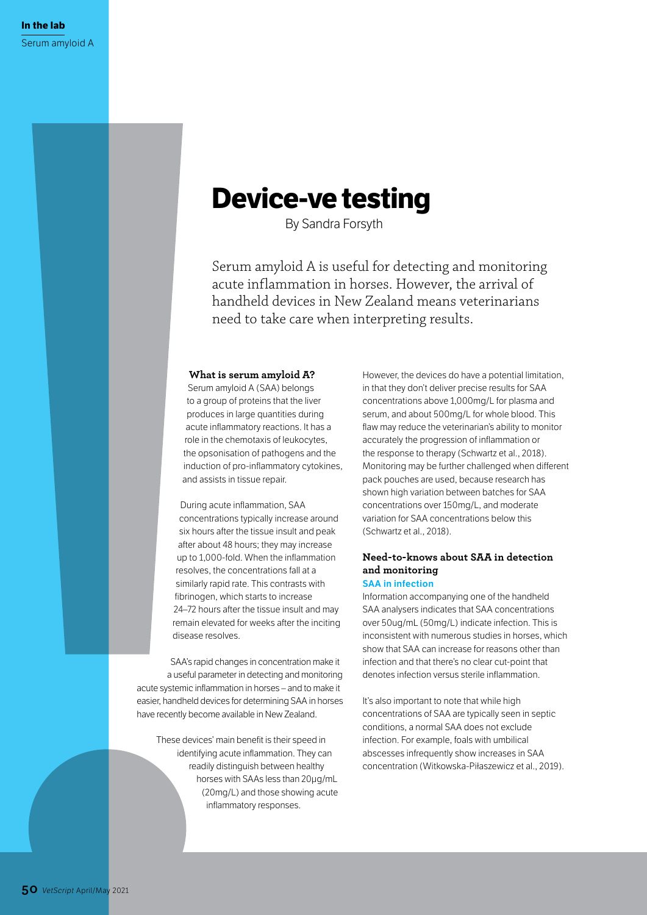# Device-ve testing

By Sandra Forsyth

Serum amyloid A is useful for detecting and monitoring acute inflammation in horses. However, the arrival of handheld devices in New Zealand means veterinarians need to take care when interpreting results.

### What is serum amyloid A?

Serum amyloid A (SAA) belongs to a group of proteins that the liver produces in large quantities during acute inflammatory reactions. It has a role in the chemotaxis of leukocytes, the opsonisation of pathogens and the induction of pro-inflammatory cytokines, and assists in tissue repair.

During acute inflammation, SAA concentrations typically increase around six hours after the tissue insult and peak after about 48 hours; they may increase up to 1,000-fold. When the inflammation resolves, the concentrations fall at a similarly rapid rate. This contrasts with fibrinogen, which starts to increase 24–72 hours after the tissue insult and may remain elevated for weeks after the inciting disease resolves.

SAA's rapid changes in concentration make it a useful parameter in detecting and monitoring acute systemic inflammation in horses – and to make it easier, handheld devices for determining SAA in horses have recently become available in New Zealand.

These devices' main benefit is their speed in identifying acute inflammation. They can readily distinguish between healthy horses with SAAs less than 20µg/mL (20mg/L) and those showing acute inflammatory responses.

However, the devices do have a potential limitation, in that they don't deliver precise results for SAA concentrations above 1,000mg/L for plasma and serum, and about 500mg/L for whole blood. This flaw may reduce the veterinarian's ability to monitor accurately the progression of inflammation or the response to therapy (Schwartz et al., 2018). Monitoring may be further challenged when different pack pouches are used, because research has shown high variation between batches for SAA concentrations over 150mg/L, and moderate variation for SAA concentrations below this (Schwartz et al., 2018).

### Need-to-knows about SAA in detection and monitoring

#### SAA in infection

Information accompanying one of the handheld SAA analysers indicates that SAA concentrations over 50ug/mL (50mg/L) indicate infection. This is inconsistent with numerous studies in horses, which show that SAA can increase for reasons other than infection and that there's no clear cut-point that denotes infection versus sterile inflammation.

It's also important to note that while high concentrations of SAA are typically seen in septic conditions, a normal SAA does not exclude infection. For example, foals with umbilical abscesses infrequently show increases in SAA concentration (Witkowska-Piłaszewicz et al., 2019).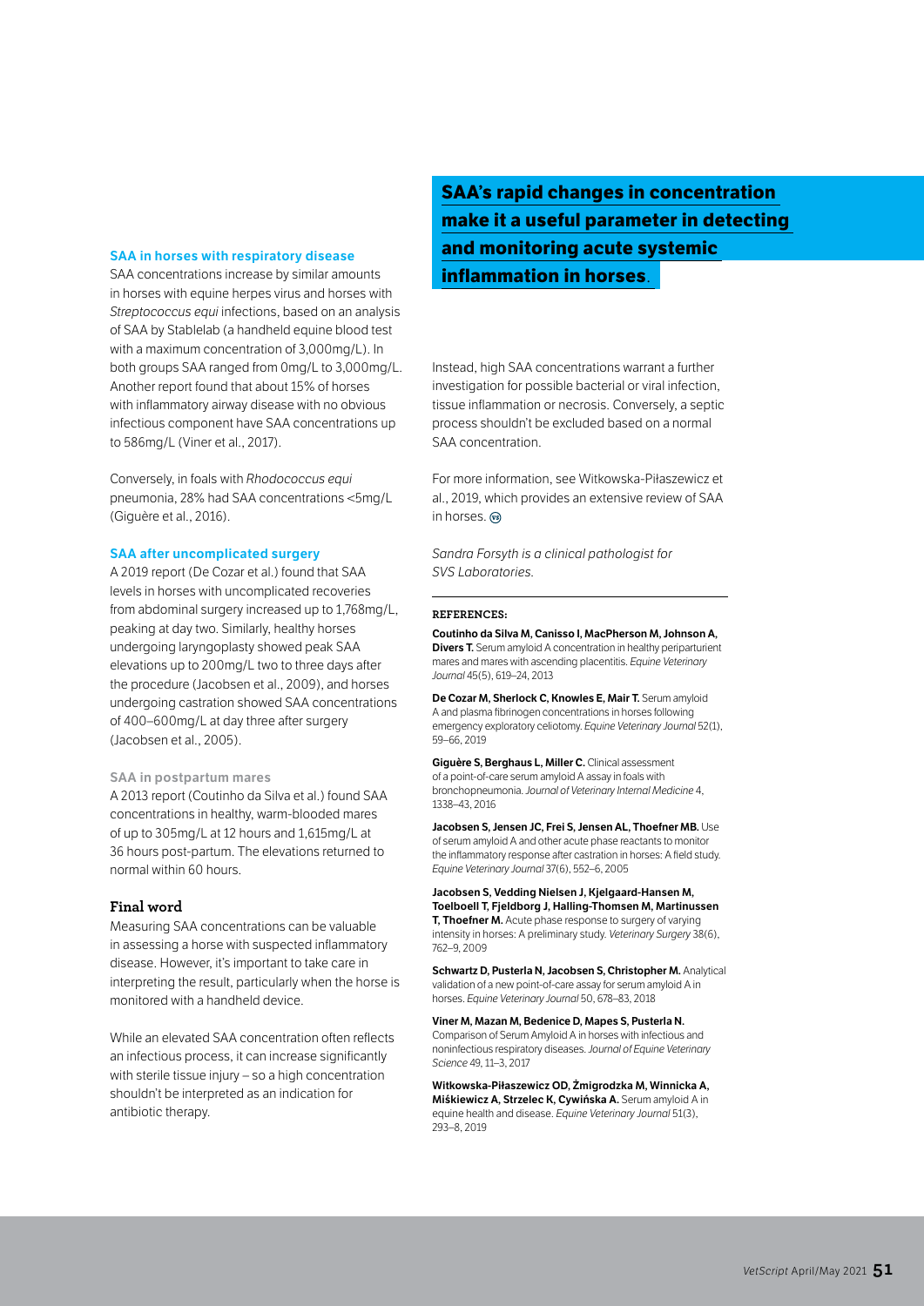### SAA in horses with respiratory disease

SAA concentrations increase by similar amounts in horses with equine herpes virus and horses with *Streptococcus equi* infections, based on an analysis of SAA by Stablelab (a handheld equine blood test with a maximum concentration of 3,000mg/L). In both groups SAA ranged from 0mg/L to 3,000mg/L. Another report found that about 15% of horses with inflammatory airway disease with no obvious infectious component have SAA concentrations up to 586mg/L (Viner et al., 2017).

Conversely, in foals with *Rhodococcus equi* pneumonia, 28% had SAA concentrations <5mg/L (Giguère et al., 2016).

### SAA after uncomplicated surgery

A 2019 report (De Cozar et al.) found that SAA levels in horses with uncomplicated recoveries from abdominal surgery increased up to 1,768mg/L, peaking at day two. Similarly, healthy horses undergoing laryngoplasty showed peak SAA elevations up to 200mg/L two to three days after the procedure (Jacobsen et al., 2009), and horses undergoing castration showed SAA concentrations of 400–600mg/L at day three after surgery (Jacobsen et al., 2005).

### SAA in postpartum mares

A 2013 report (Coutinho da Silva et al.) found SAA concentrations in healthy, warm-blooded mares of up to 305mg/L at 12 hours and 1,615mg/L at 36 hours post-partum. The elevations returned to normal within 60 hours.

## Final word

Measuring SAA concentrations can be valuable in assessing a horse with suspected inflammatory disease. However, it's important to take care in interpreting the result, particularly when the horse is monitored with a handheld device.

While an elevated SAA concentration often reflects an infectious process, it can increase significantly with sterile tissue injury – so a high concentration shouldn't be interpreted as an indication for antibiotic therapy.

**SAA's rapid changes in concentration make it a useful parameter in detecting and monitoring acute systemic inflammation in horses.**

Instead, high SAA concentrations warrant a further investigation for possible bacterial or viral infection, tissue inflammation or necrosis. Conversely, a septic process shouldn't be excluded based on a normal SAA concentration.

For more information, see Witkowska-Piłaszewicz et al., 2019, which provides an extensive review of SAA in horses.

*Sandra Forsyth is a clinical pathologist for SVS Laboratories.*

---

#### REFERENCES:

**Coutinho da Silva M, Canisso I, MacPherson M, Johnson A, Divers T.** Serum amyloid A concentration in healthy periparturient mares and mares with ascending placentitis. *Equine Veterinary Journal* 45(5), 619–24, 2013

**De Cozar M, Sherlock C, Knowles E, Mair T.** Serum amyloid A and plasma fibrinogen concentrations in horses following emergency exploratory celiotomy. *Equine Veterinary Journal* 52(1), 59–66, 2019

**Giguère S, Berghaus L, Miller C.** Clinical assessment of a point-of-care serum amyloid A assay in foals with bronchopneumonia. *Journal of Veterinary Internal Medicine* 4, 1338–43, 2016

**Jacobsen S, Jensen JC, Frei S, Jensen AL, Thoefner MB.** Use of serum amyloid A and other acute phase reactants to monitor the inflammatory response after castration in horses: A field study. *Equine Veterinary Journal* 37(6), 552–6, 2005

**Jacobsen S, Vedding Nielsen J, Kjelgaard-Hansen M, Toelboell T, Fjeldborg J, Halling-Thomsen M, Martinussen T, Thoefner M.** Acute phase response to surgery of varying intensity in horses: A preliminary study. *Veterinary Surgery* 38(6), 762–9, 2009

**Schwartz D, Pusterla N, Jacobsen S, Christopher M.** Analytical validation of a new point-of-care assay for serum amyloid A in horses. *Equine Veterinary Journal* 50, 678–83, 2018

**Viner M, Mazan M, Bedenice D, Mapes S, Pusterla N.** Comparison of Serum Amyloid A in horses with infectious and noninfectious respiratory diseases. *Journal of Equine Veterinary Science* 49, 11–3, 2017

**Witkowska-Piłaszewicz OD, Żmigrodzka M, Winnicka A, Miśkiewicz A, Strzelec K, Cywińska A.** Serum amyloid A in equine health and disease. *Equine Veterinary Journal* 51(3), 293–8, 2019